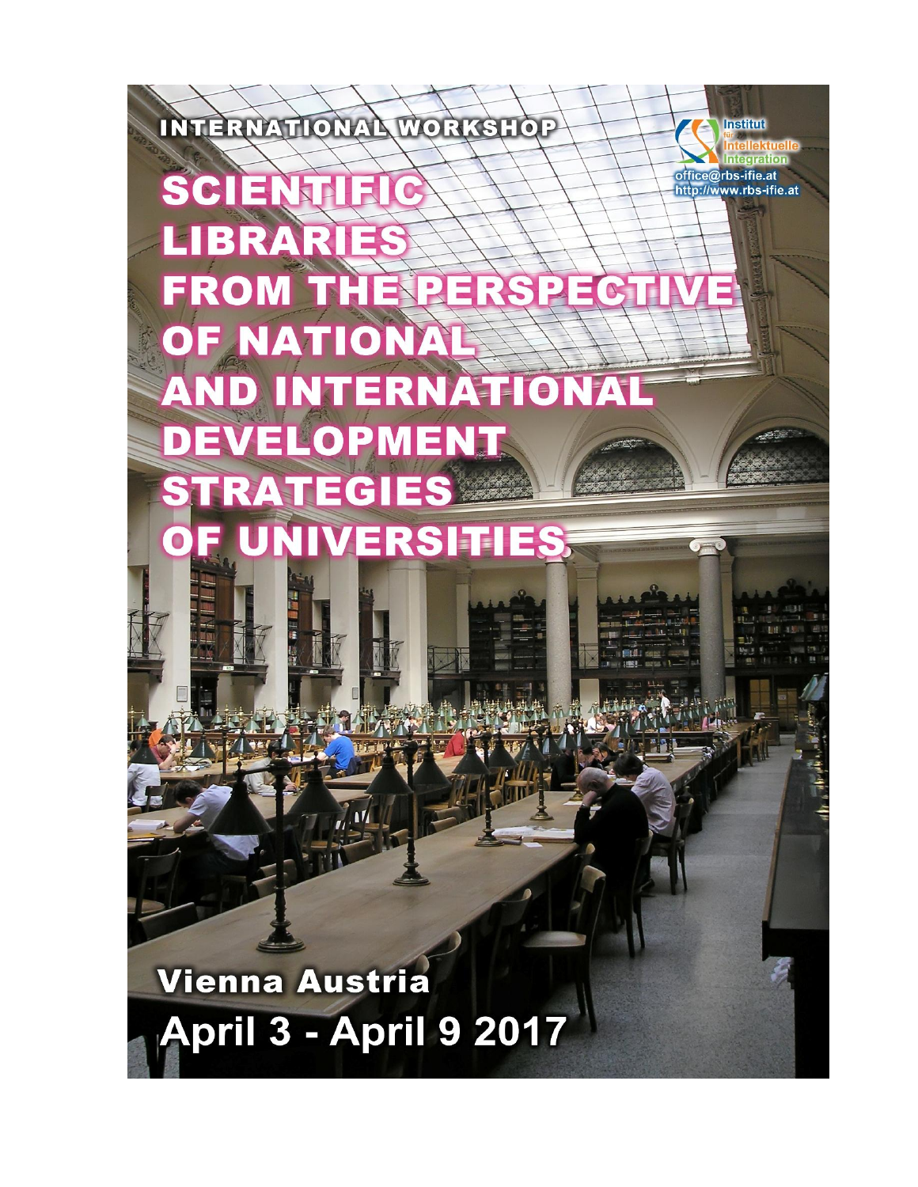INTERNATIONAL WORKSHOP

Institut für Intellektuelle Integration

office@rbs-ifie.at
http://www.rbs-ifie.at

# SCIENTIFIC LIBRARIES FROM THE PERSPECTIVE OF NATIONAL AND INTERNATIONAL DEVELOPMENT STRATEGIES OF UNIVERSITIES

**Vienna Austria**

**April 3 - April 9 2017**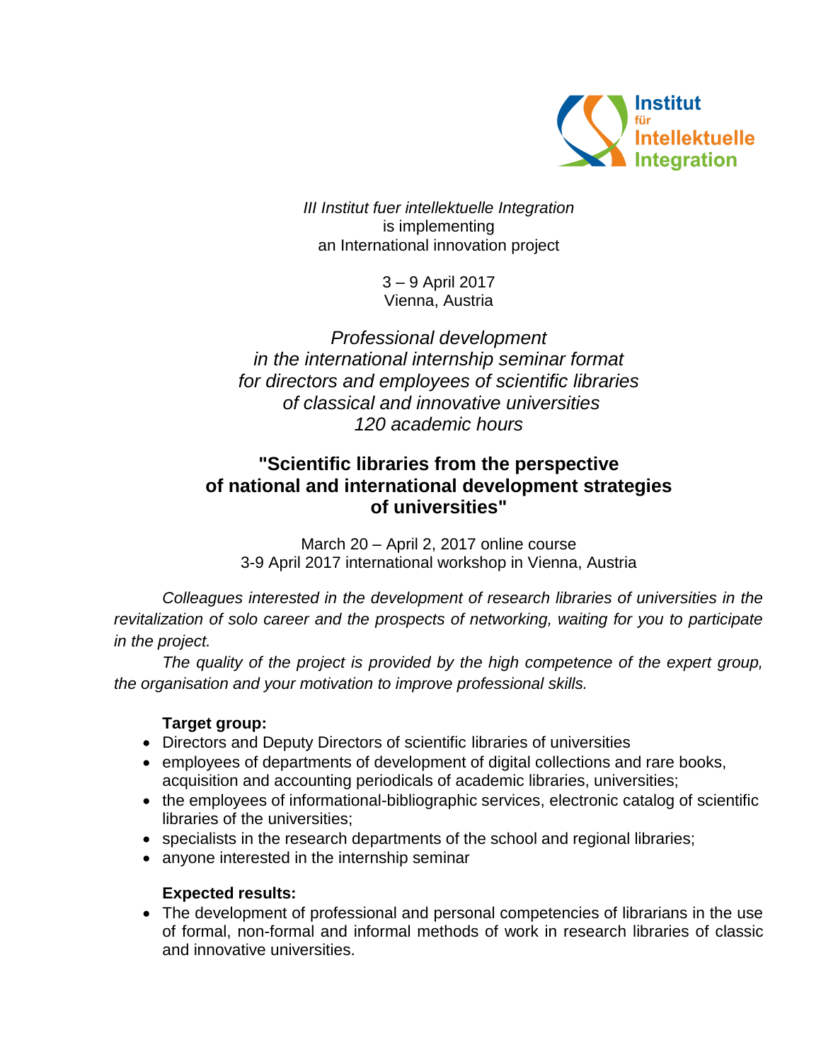Institut für Intellektuelle Integration

*III Institut fuer intellektuelle Integration*
is implementing
an International innovation project

3 – 9 April 2017
Vienna, Austria

*Professional development*
*in the international internship seminar format*
*for directors and employees of scientific libraries*
*of classical and innovative universities*
*120 academic hours*

## "Scientific libraries from the perspective of national and international development strategies of universities"

March 20 – April 2, 2017 online course
3-9 April 2017 international workshop in Vienna, Austria

*Colleagues interested in the development of research libraries of universities in the revitalization of solo career and the prospects of networking, waiting for you to participate in the project.*

*The quality of the project is provided by the high competence of the expert group, the organisation and your motivation to improve professional skills.*

**Target group:**

- Directors and Deputy Directors of scientific libraries of universities
- employees of departments of development of digital collections and rare books, acquisition and accounting periodicals of academic libraries, universities;
- the employees of informational-bibliographic services, electronic catalog of scientific libraries of the universities;
- specialists in the research departments of the school and regional libraries;
- anyone interested in the internship seminar

**Expected results:**

- The development of professional and personal competencies of librarians in the use of formal, non-formal and informal methods of work in research libraries of classic and innovative universities.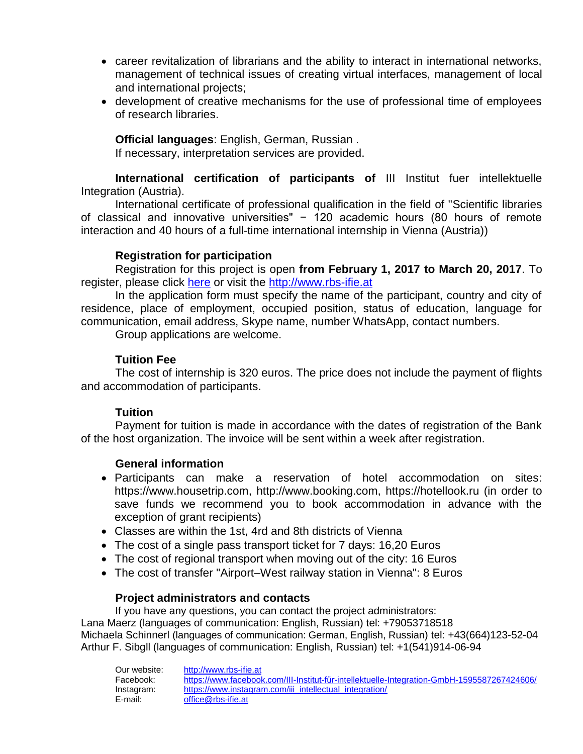- career revitalization of librarians and the ability to interact in international networks, management of technical issues of creating virtual interfaces, management of local and international projects;
- development of creative mechanisms for the use of professional time of employees of research libraries.

**Official languages**: English, German, Russian .
If necessary, interpretation services are provided.

**International certification of participants of** III Institut fuer intellektuelle Integration (Austria).

International certificate of professional qualification in the field of "Scientific libraries of classical and innovative universities" − 120 academic hours (80 hours of remote interaction and 40 hours of a full-time international internship in Vienna (Austria))

### Registration for participation

Registration for this project is open **from February 1, 2017 to March 20, 2017**. To register, please click [here]() or visit the [http://www.rbs-ifie.at](http://www.rbs-ifie.at)

In the application form must specify the name of the participant, country and city of residence, place of employment, occupied position, status of education, language for communication, email address, Skype name, number WhatsApp, contact numbers.

Group applications are welcome.

### Tuition Fee

The cost of internship is 320 euros. The price does not include the payment of flights and accommodation of participants.

### Tuition

Payment for tuition is made in accordance with the dates of registration of the Bank of the host organization. The invoice will be sent within a week after registration.

### General information

- Participants can make a reservation of hotel accommodation on sites: https://www.housetrip.com, http://www.booking.com, https://hotellook.ru (in order to save funds we recommend you to book accommodation in advance with the exception of grant recipients)
- Classes are within the 1st, 4rd and 8th districts of Vienna
- The cost of a single pass transport ticket for 7 days: 16,20 Euros
- The cost of regional transport when moving out of the city: 16 Euros
- The cost of transfer "Airport–West railway station in Vienna": 8 Euros

### Project administrators and contacts

If you have any questions, you can contact the project administrators:
Lana Maerz (languages of communication: English, Russian) tel: +79053718518
Michaela Schinnerl (languages of communication: German, English, Russian) tel: +43(664)123-52-04
Arthur F. Sibgll (languages of communication: English, Russian) tel: +1(541)914-06-94

| | |
|---|---|
| Our website: | [http://www.rbs-ifie.at](http://www.rbs-ifie.at) |
| Facebook: | [https://www.facebook.com/III-Institut-für-intellektuelle-Integration-GmbH-1595587267424606/](https://www.facebook.com/III-Institut-für-intellektuelle-Integration-GmbH-1595587267424606/) |
| Instagram: | [https://www.instagram.com/iii_intellectual_integration/](https://www.instagram.com/iii_intellectual_integration/) |
| E-mail: | [office@rbs-ifie.at](mailto:office@rbs-ifie.at) |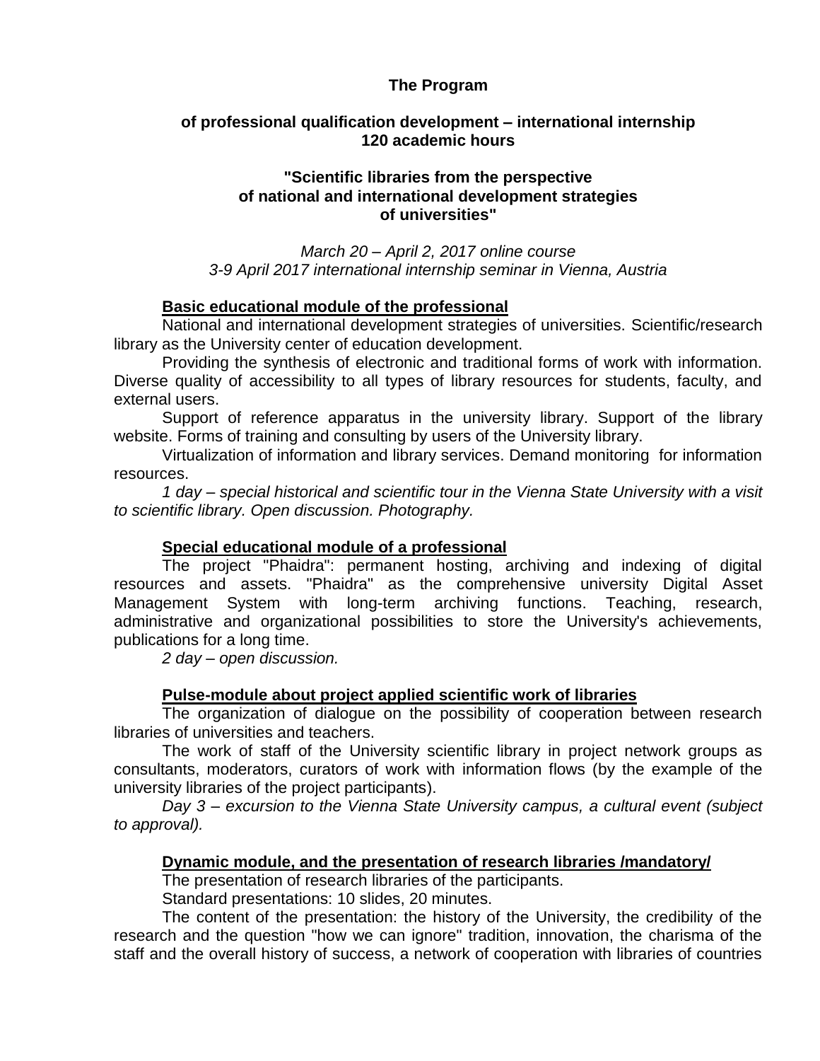**The Program**

**of professional qualification development – international internship**
**120 academic hours**

**"Scientific libraries from the perspective**
**of national and international development strategies**
**of universities"**

*March 20 – April 2, 2017 online course*
*3-9 April 2017 international internship seminar in Vienna, Austria*

**Basic educational module of the professional**

National and international development strategies of universities. Scientific/research library as the University center of education development.

Providing the synthesis of electronic and traditional forms of work with information. Diverse quality of accessibility to all types of library resources for students, faculty, and external users.

Support of reference apparatus in the university library. Support of the library website. Forms of training and consulting by users of the University library.

Virtualization of information and library services. Demand monitoring for information resources.

*1 day – special historical and scientific tour in the Vienna State University with a visit to scientific library. Open discussion. Photography.*

**Special educational module of a professional**

The project "Phaidra": permanent hosting, archiving and indexing of digital resources and assets. "Phaidra" as the comprehensive university Digital Asset Management System with long-term archiving functions. Teaching, research, administrative and organizational possibilities to store the University's achievements, publications for a long time.

*2 day – open discussion.*

**Pulse-module about project applied scientific work of libraries**

The organization of dialogue on the possibility of cooperation between research libraries of universities and teachers.

The work of staff of the University scientific library in project network groups as consultants, moderators, curators of work with information flows (by the example of the university libraries of the project participants).

*Day 3 – excursion to the Vienna State University campus, a cultural event (subject to approval).*

**Dynamic module, and the presentation of research libraries /mandatory/**

The presentation of research libraries of the participants.

Standard presentations: 10 slides, 20 minutes.

The content of the presentation: the history of the University, the credibility of the research and the question "how we can ignore" tradition, innovation, the charisma of the staff and the overall history of success, a network of cooperation with libraries of countries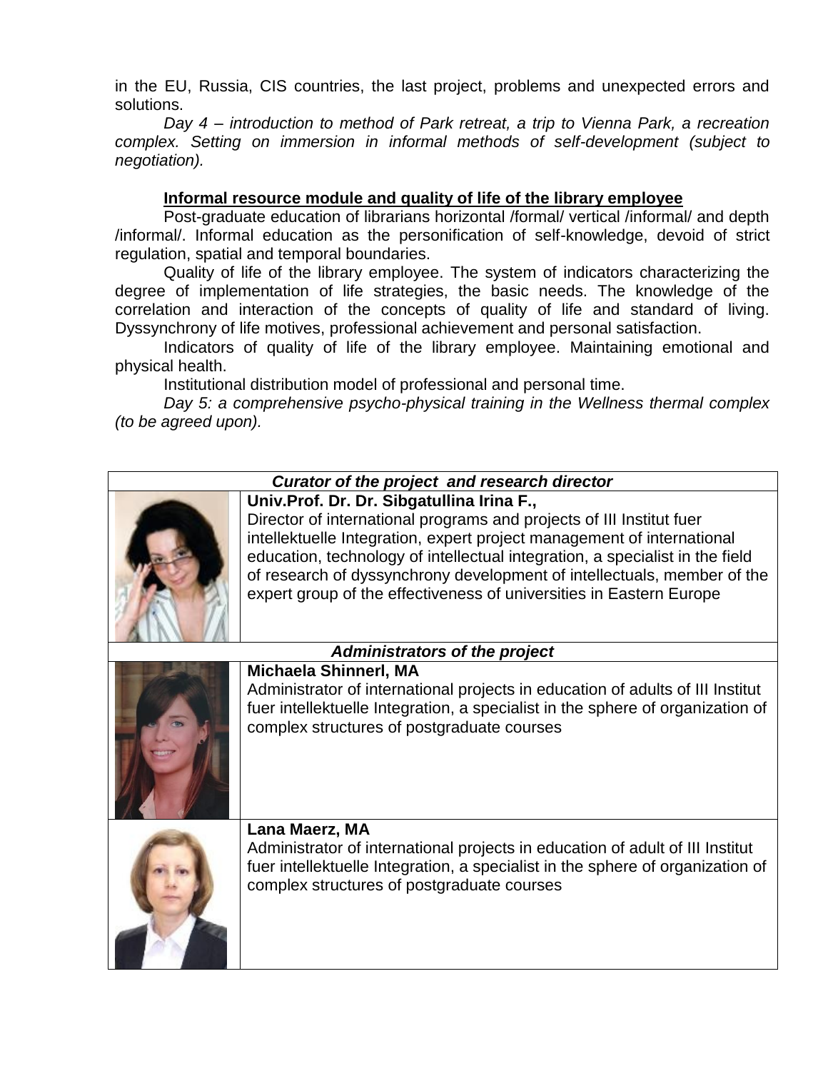in the EU, Russia, CIS countries, the last project, problems and unexpected errors and solutions.

*Day 4 – introduction to method of Park retreat, a trip to Vienna Park, a recreation complex. Setting on immersion in informal methods of self-development (subject to negotiation).*

**<u>Informal resource module and quality of life of the library employee</u>**

Post-graduate education of librarians horizontal /formal/ vertical /informal/ and depth /informal/. Informal education as the personification of self-knowledge, devoid of strict regulation, spatial and temporal boundaries.

Quality of life of the library employee. The system of indicators characterizing the degree of implementation of life strategies, the basic needs. The knowledge of the correlation and interaction of the concepts of quality of life and standard of living. Dyssynchrony of life motives, professional achievement and personal satisfaction.

Indicators of quality of life of the library employee. Maintaining emotional and physical health.

Institutional distribution model of professional and personal time.

*Day 5: a comprehensive psycho-physical training in the Wellness thermal complex (to be agreed upon).*

| | |
|---|---|
| ***Curator of the project and research director*** | |
| | **Univ.Prof. Dr. Dr. Sibgatullina Irina F.,** Director of international programs and projects of III Institut fuer intellektuelle Integration, expert project management of international education, technology of intellectual integration, a specialist in the field of research of dyssynchrony development of intellectuals, member of the expert group of the effectiveness of universities in Eastern Europe |
| ***Administrators of the project*** | |
| | **Michaela Shinnerl, MA** Administrator of international projects in education of adults of III Institut fuer intellektuelle Integration, a specialist in the sphere of organization of complex structures of postgraduate courses |
| | **Lana Maerz, MA** Administrator of international projects in education of adult of III Institut fuer intellektuelle Integration, a specialist in the sphere of organization of complex structures of postgraduate courses |